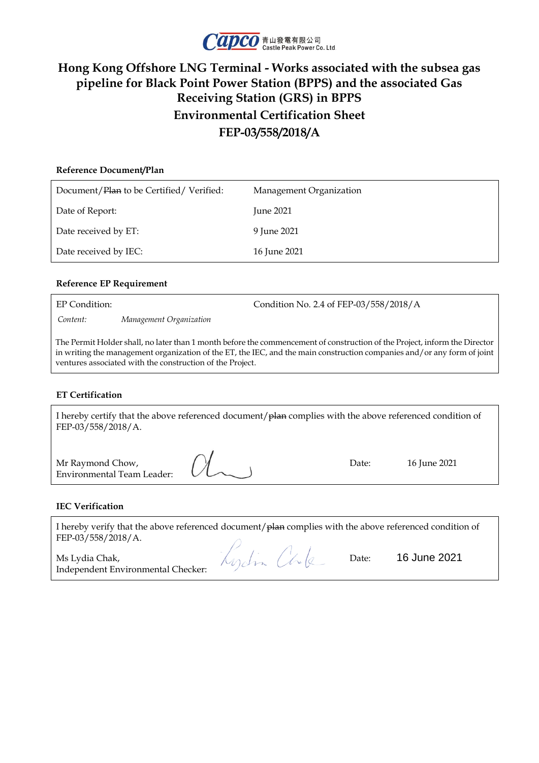CAPCO 青山發電有限公司 Castle Peak Power Co. Ltd

# Hong Kong Offshore LNG Terminal - Works associated with the subsea gas pipeline for Black Point Power Station (BPPS) and the associated Gas Receiving Station (GRS) in BPPS

## Environmental Certification Sheet

## FEP-03/558/2018/A

**Reference Document/Plan**

| | |
|---|---|
| Document/~~Plan~~ to be Certified/ Verified: | Management Organization |
| Date of Report: | June 2021 |
| Date received by ET: | 9 June 2021 |
| Date received by IEC: | 16 June 2021 |

**Reference EP Requirement**

EP Condition: Condition No. 2.4 of FEP-03/558/2018/A

*Content:* *Management Organization*

The Permit Holder shall, no later than 1 month before the commencement of construction of the Project, inform the Director in writing the management organization of the ET, the IEC, and the main construction companies and/or any form of joint ventures associated with the construction of the Project.

**ET Certification**

I hereby certify that the above referenced document/~~plan~~ complies with the above referenced condition of FEP-03/558/2018/A.

Mr Raymond Chow,
Environmental Team Leader: [signature]

Date: 16 June 2021

**IEC Verification**

I hereby verify that the above referenced document/~~plan~~ complies with the above referenced condition of FEP-03/558/2018/A.

Ms Lydia Chak,
Independent Environmental Checker: [signature]

Date: 16 June 2021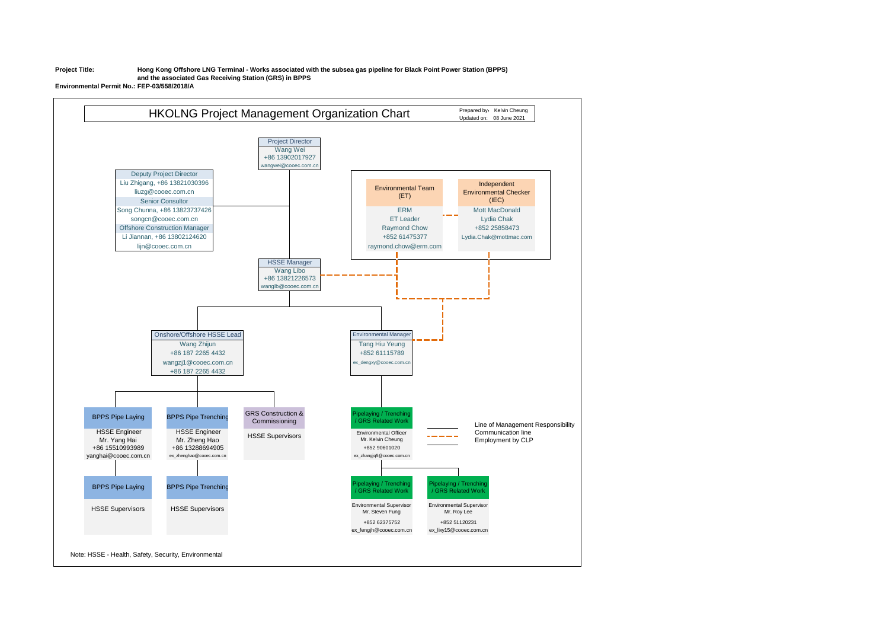**Project Title:** **Hong Kong Offshore LNG Terminal - Works associated with the subsea gas pipeline for Black Point Power Station (BPPS) and the associated Gas Receiving Station (GRS) in BPPS**

**Environmental Permit No.: FEP-03/558/2018/A**

# HKOLNG Project Management Organization Chart

Prepared by: Kelvin Cheung
Updated on: 08 June 2021

**Project Director**
Wang Wei
+86 13902017927
wangwei@cooec.com.cn

**Deputy Project Director**
Liu Zhigang, +86 13821030396
liuzg@cooec.com.cn

**Senior Consultor**
Song Chunna, +86 13823737426
songcn@cooec.com.cn

**Offshore Construction Manager**
Li Jiannan, +86 13802124620
lijn@cooec.com.cn

**Environmental Team (ET)**
ERM
ET Leader
Raymond Chow
+852 61475377
raymond.chow@erm.com

**Independent Environmental Checker (IEC)**
Mott MacDonald
Lydia Chak
+852 25858473
Lydia.Chak@mottmac.com

**HSSE Manager**
Wang Libo
+86 13821226573
wanglb@cooec.com.cn

**Onshore/Offshore HSSE Lead**
Wang Zhijun
+86 187 2265 4432
wangzj1@cooec.com.cn
+86 187 2265 4432

**Environmental Manager**
Tang Hiu Yeung
+852 61115789
ex_dengxy@cooec.com.cn

**BPPS Pipe Laying**
HSSE Engineer
Mr. Yang Hai
+86 15510993989
yanghai@cooec.com.cn

**BPPS Pipe Trenching**
HSSE Engineer
Mr. Zheng Hao
+86 13288694905
ex_zhenghao@cooec.com.cn

**GRS Construction & Commissioning**
HSSE Supervisors

**Pipelaying / Trenching / GRS Related Work**
Environmental Officer
Mr. Kelvin Cheung
+852 90601020
ex_zhangjq5@cooec.com.cn

**BPPS Pipe Laying**
HSSE Supervisors

**BPPS Pipe Trenching**
HSSE Supervisors

**Pipelaying / Trenching / GRS Related Work**
Environmental Supervisor
Mr. Steven Fung
+852 62375752
ex_fengjh@cooec.com.cn

**Pipelaying / Trenching / GRS Related Work**
Environmental Supervisor
Mr. Roy Lee
+852 51120231
ex_lixy15@cooec.com.cn

Legend:
- Line of Management Responsibility
- Communication line
- Employment by CLP

Note: HSSE - Health, Safety, Security, Environmental